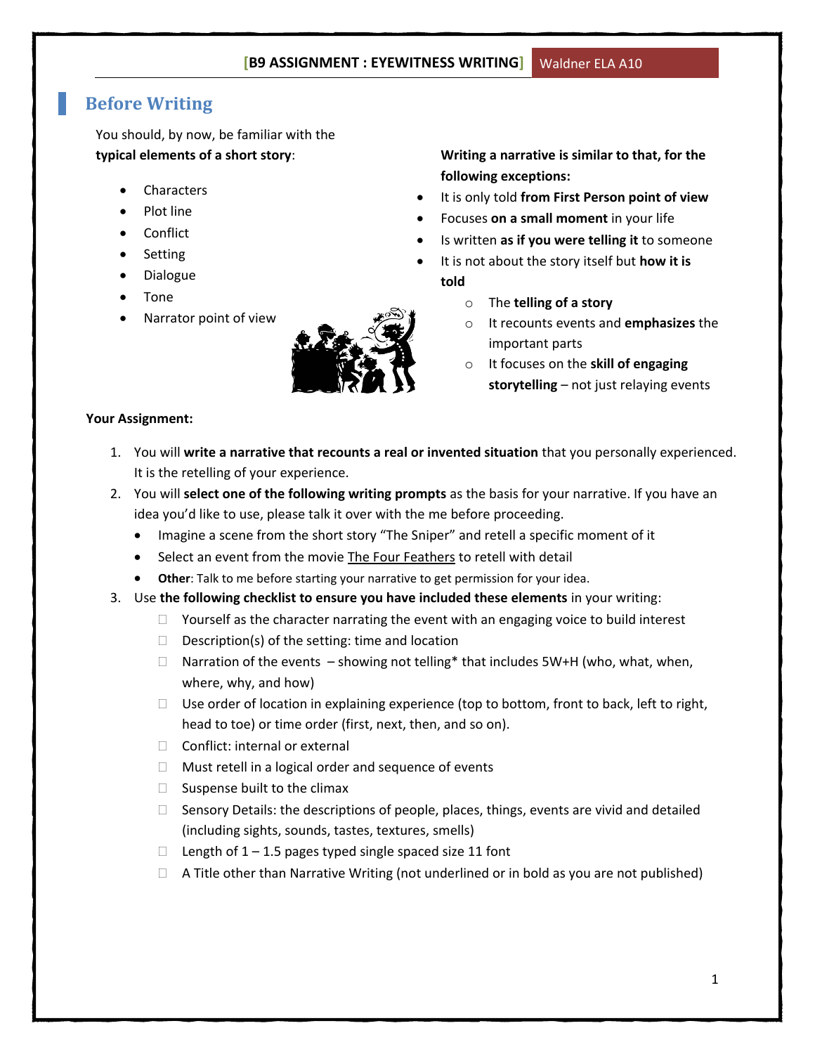## Before Writing

You should, by now, be familiar with the **typical elements of a short story**:

- Characters
- Plot line
- Conflict
- Setting
- Dialogue
- Tone
- Narrator point of view

**Writing a narrative is similar to that, for the following exceptions:**

- It is only told **from First Person point of view**
- Focuses **on a small moment** in your life
- Is written **as if you were telling it** to someone
- It is not about the story itself but **how it is told**
  - The **telling of a story**
  - It recounts events and **emphasizes** the important parts
  - It focuses on the **skill of engaging storytelling** – not just relaying events

**Your Assignment:**

1. You will **write a narrative that recounts a real or invented situation** that you personally experienced. It is the retelling of your experience.
2. You will **select one of the following writing prompts** as the basis for your narrative. If you have an idea you'd like to use, please talk it over with the me before proceeding.
   - Imagine a scene from the short story "The Sniper" and retell a specific moment of it
   - Select an event from the movie The Four Feathers to retell with detail
   - **Other**: Talk to me before starting your narrative to get permission for your idea.
3. Use **the following checklist to ensure you have included these elements** in your writing:
   - ☐ Yourself as the character narrating the event with an engaging voice to build interest
   - ☐ Description(s) of the setting: time and location
   - ☐ Narration of the events – showing not telling* that includes 5W+H (who, what, when, where, why, and how)
   - ☐ Use order of location in explaining experience (top to bottom, front to back, left to right, head to toe) or time order (first, next, then, and so on).
   - ☐ Conflict: internal or external
   - ☐ Must retell in a logical order and sequence of events
   - ☐ Suspense built to the climax
   - ☐ Sensory Details: the descriptions of people, places, things, events are vivid and detailed (including sights, sounds, tastes, textures, smells)
   - ☐ Length of 1 – 1.5 pages typed single spaced size 11 font
   - ☐ A Title other than Narrative Writing (not underlined or in bold as you are not published)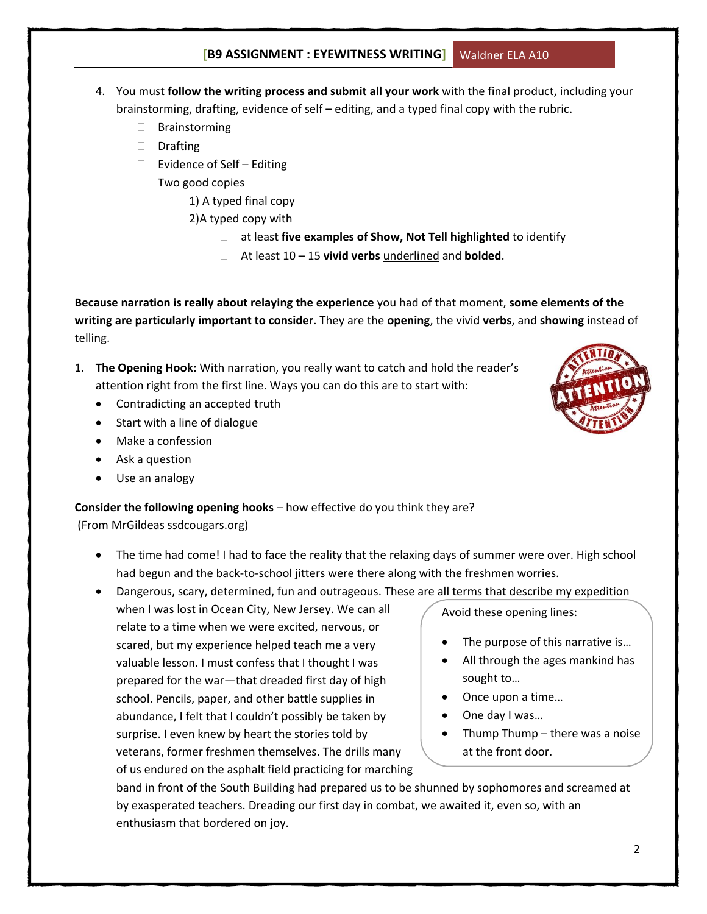4. You must **follow the writing process and submit all your work** with the final product, including your brainstorming, drafting, evidence of self – editing, and a typed final copy with the rubric.
   - ☐ Brainstorming
   - ☐ Drafting
   - ☐ Evidence of Self – Editing
   - ☐ Two good copies
     - 1) A typed final copy
     - 2) A typed copy with
       - ☐ at least **five examples of Show, Not Tell highlighted** to identify
       - ☐ At least 10 – 15 **vivid verbs** <u>underlined</u> and **bolded**.

**Because narration is really about relaying the experience** you had of that moment, **some elements of the writing are particularly important to consider**. They are the **opening**, the vivid **verbs**, and **showing** instead of telling.

1. **The Opening Hook:** With narration, you really want to catch and hold the reader's attention right from the first line. Ways you can do this are to start with:
   - Contradicting an accepted truth
   - Start with a line of dialogue
   - Make a confession
   - Ask a question
   - Use an analogy

**Consider the following opening hooks** – how effective do you think they are?
(From MrGildeas ssdcougars.org)

- The time had come! I had to face the reality that the relaxing days of summer were over. High school had begun and the back-to-school jitters were there along with the freshmen worries.
- Dangerous, scary, determined, fun and outrageous. These are all terms that describe my expedition when I was lost in Ocean City, New Jersey. We can all relate to a time when we were excited, nervous, or scared, but my experience helped teach me a very valuable lesson. I must confess that I thought I was prepared for the war—that dreaded first day of high school. Pencils, paper, and other battle supplies in abundance, I felt that I couldn't possibly be taken by surprise. I even knew by heart the stories told by veterans, former freshmen themselves. The drills many of us endured on the asphalt field practicing for marching band in front of the South Building had prepared us to be shunned by sophomores and screamed at by exasperated teachers. Dreading our first day in combat, we awaited it, even so, with an enthusiasm that bordered on joy.

Avoid these opening lines:

- The purpose of this narrative is…
- All through the ages mankind has sought to…
- Once upon a time…
- One day I was…
- Thump Thump – there was a noise at the front door.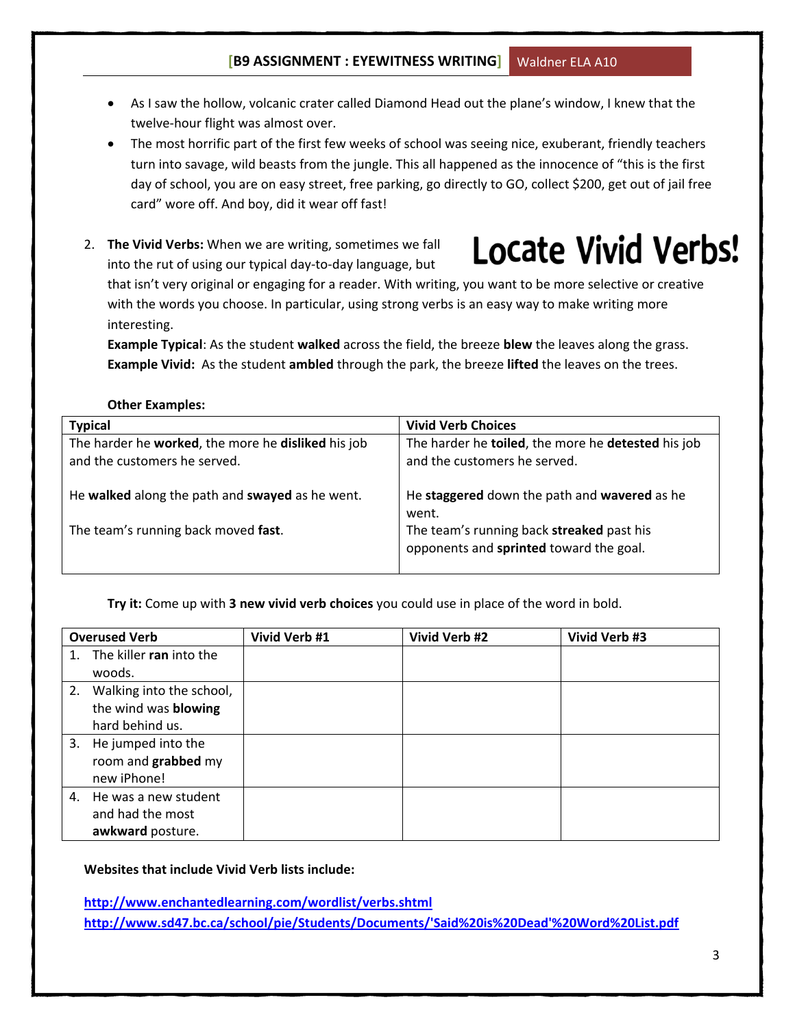- As I saw the hollow, volcanic crater called Diamond Head out the plane's window, I knew that the twelve-hour flight was almost over.
- The most horrific part of the first few weeks of school was seeing nice, exuberant, friendly teachers turn into savage, wild beasts from the jungle. This all happened as the innocence of "this is the first day of school, you are on easy street, free parking, go directly to GO, collect $200, get out of jail free card" wore off. And boy, did it wear off fast!

## Locate Vivid Verbs!

2. **The Vivid Verbs:** When we are writing, sometimes we fall into the rut of using our typical day-to-day language, but that isn't very original or engaging for a reader. With writing, you want to be more selective or creative with the words you choose. In particular, using strong verbs is an easy way to make writing more interesting.

   **Example Typical**: As the student **walked** across the field, the breeze **blew** the leaves along the grass.
   **Example Vivid:** As the student **ambled** through the park, the breeze **lifted** the leaves on the trees.

**Other Examples:**

| Typical | Vivid Verb Choices |
|---|---|
| The harder he **worked**, the more he **disliked** his job and the customers he served. | The harder he **toiled**, the more he **detested** his job and the customers he served. |
| He **walked** along the path and **swayed** as he went. | He **staggered** down the path and **wavered** as he went. |
| The team's running back moved **fast**. | The team's running back **streaked** past his opponents and **sprinted** toward the goal. |

**Try it:** Come up with **3 new vivid verb choices** you could use in place of the word in bold.

| Overused Verb | Vivid Verb #1 | Vivid Verb #2 | Vivid Verb #3 |
|---|---|---|---|
| 1. The killer **ran** into the woods. | | | |
| 2. Walking into the school, the wind was **blowing** hard behind us. | | | |
| 3. He jumped into the room and **grabbed** my new iPhone! | | | |
| 4. He was a new student and had the most **awkward** posture. | | | |

**Websites that include Vivid Verb lists include:**

**http://www.enchantedlearning.com/wordlist/verbs.shtml**
**http://www.sd47.bc.ca/school/pie/Students/Documents/'Said%20is%20Dead'%20Word%20List.pdf**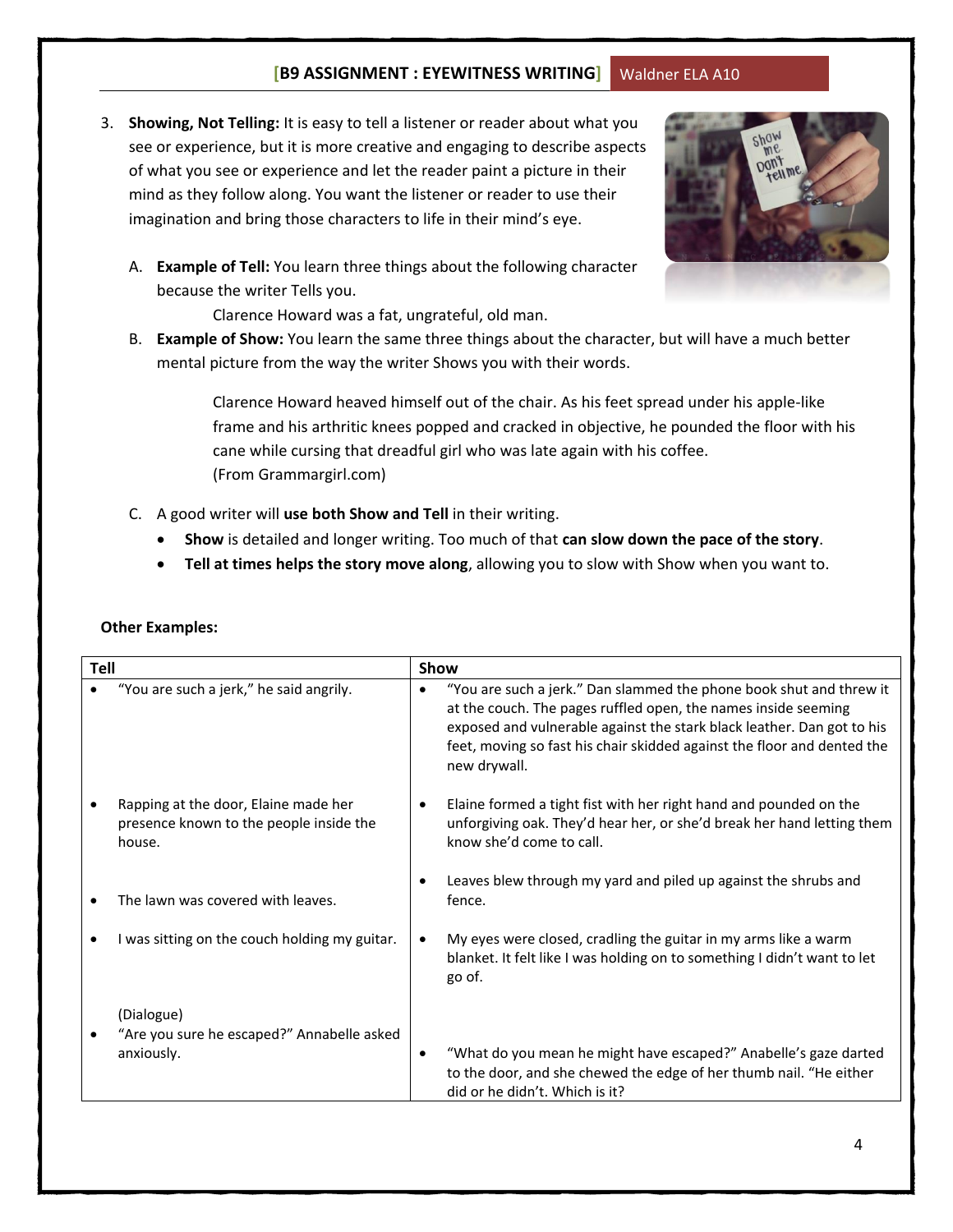3. **Showing, Not Telling:** It is easy to tell a listener or reader about what you see or experience, but it is more creative and engaging to describe aspects of what you see or experience and let the reader paint a picture in their mind as they follow along. You want the listener or reader to use their imagination and bring those characters to life in their mind's eye.

   A. **Example of Tell:** You learn three things about the following character because the writer Tells you.

      Clarence Howard was a fat, ungrateful, old man.

   B. **Example of Show:** You learn the same three things about the character, but will have a much better mental picture from the way the writer Shows you with their words.

      Clarence Howard heaved himself out of the chair. As his feet spread under his apple-like frame and his arthritic knees popped and cracked in objective, he pounded the floor with his cane while cursing that dreadful girl who was late again with his coffee.
      (From Grammargirl.com)

   C. A good writer will **use both Show and Tell** in their writing.
      - **Show** is detailed and longer writing. Too much of that **can slow down the pace of the story**.
      - **Tell at times helps the story move along**, allowing you to slow with Show when you want to.

**Other Examples:**

| Tell | Show |
|---|---|
| • "You are such a jerk," he said angrily. | • "You are such a jerk." Dan slammed the phone book shut and threw it at the couch. The pages ruffled open, the names inside seeming exposed and vulnerable against the stark black leather. Dan got to his feet, moving so fast his chair skidded against the floor and dented the new drywall. |
| • Rapping at the door, Elaine made her presence known to the people inside the house. | • Elaine formed a tight fist with her right hand and pounded on the unforgiving oak. They'd hear her, or she'd break her hand letting them know she'd come to call. |
| • The lawn was covered with leaves. | • Leaves blew through my yard and piled up against the shrubs and fence. |
| • I was sitting on the couch holding my guitar. | • My eyes were closed, cradling the guitar in my arms like a warm blanket. It felt like I was holding on to something I didn't want to let go of. |
| (Dialogue) • "Are you sure he escaped?" Annabelle asked anxiously. | • "What do you mean he might have escaped?" Anabelle's gaze darted to the door, and she chewed the edge of her thumb nail. "He either did or he didn't. Which is it? |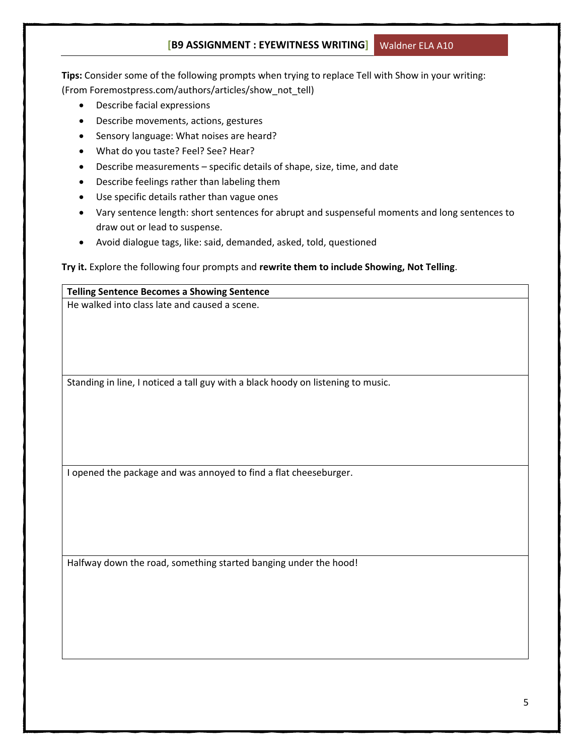**Tips:** Consider some of the following prompts when trying to replace Tell with Show in your writing: (From Foremostpress.com/authors/articles/show_not_tell)

- Describe facial expressions
- Describe movements, actions, gestures
- Sensory language: What noises are heard?
- What do you taste? Feel? See? Hear?
- Describe measurements – specific details of shape, size, time, and date
- Describe feelings rather than labeling them
- Use specific details rather than vague ones
- Vary sentence length: short sentences for abrupt and suspenseful moments and long sentences to draw out or lead to suspense.
- Avoid dialogue tags, like: said, demanded, asked, told, questioned

**Try it.** Explore the following four prompts and **rewrite them to include Showing, Not Telling**.

| Telling Sentence Becomes a Showing Sentence |
|---|
| He walked into class late and caused a scene. |
| Standing in line, I noticed a tall guy with a black hoody on listening to music. |
| I opened the package and was annoyed to find a flat cheeseburger. |
| Halfway down the road, something started banging under the hood! |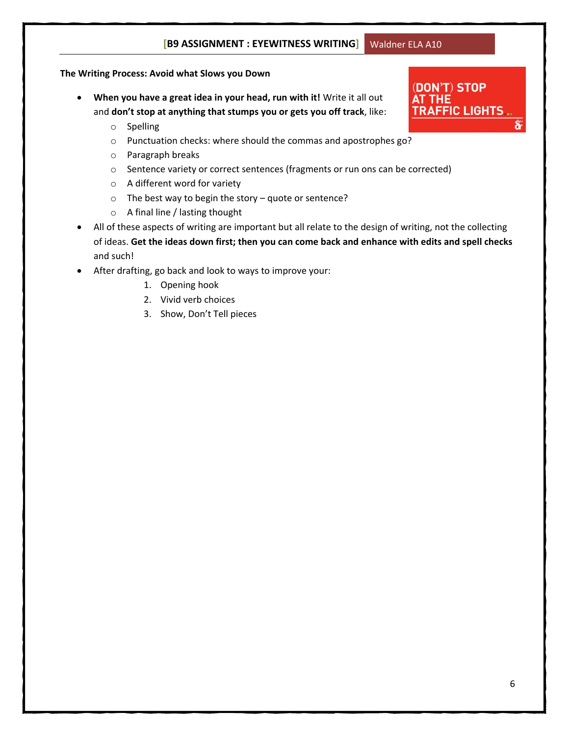**The Writing Process: Avoid what Slows you Down**

(DON'T) STOP AT THE TRAFFIC LIGHTS..

- **When you have a great idea in your head, run with it!** Write it all out and **don't stop at anything that stumps you or gets you off track**, like:
  - Spelling
  - Punctuation checks: where should the commas and apostrophes go?
  - Paragraph breaks
  - Sentence variety or correct sentences (fragments or run ons can be corrected)
  - A different word for variety
  - The best way to begin the story – quote or sentence?
  - A final line / lasting thought
- All of these aspects of writing are important but all relate to the design of writing, not the collecting of ideas. **Get the ideas down first; then you can come back and enhance with edits and spell checks** and such!
- After drafting, go back and look to ways to improve your:
  1. Opening hook
  2. Vivid verb choices
  3. Show, Don't Tell pieces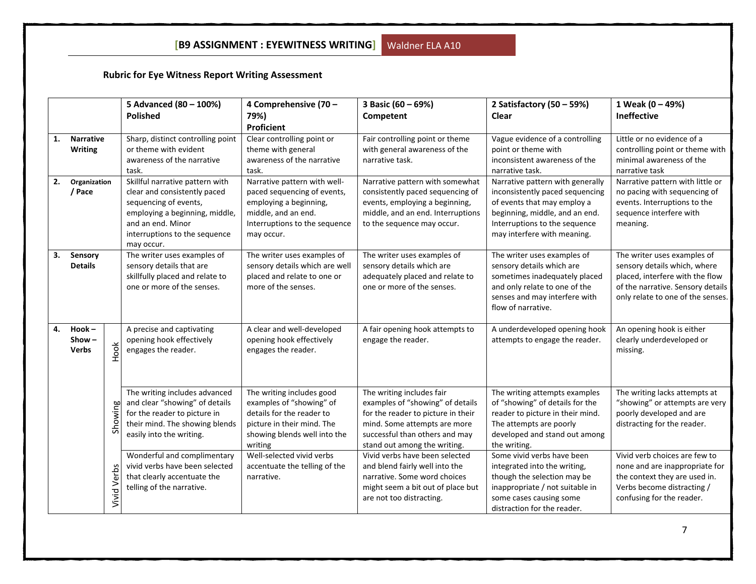# [B9 ASSIGNMENT : EYEWITNESS WRITING] Waldner ELA A10

**Rubric for Eye Witness Report Writing Assessment**

| | | | 5 Advanced (80 – 100%) Polished | 4 Comprehensive (70 – 79%) Proficient | 3 Basic (60 – 69%) Competent | 2 Satisfactory (50 – 59%) Clear | 1 Weak (0 – 49%) Ineffective |
|---|---|---|---|---|---|---|---|
| 1. | Narrative Writing | | Sharp, distinct controlling point or theme with evident awareness of the narrative task. | Clear controlling point or theme with general awareness of the narrative task. | Fair controlling point or theme with general awareness of the narrative task. | Vague evidence of a controlling point or theme with inconsistent awareness of the narrative task. | Little or no evidence of a controlling point or theme with minimal awareness of the narrative task |
| 2. | Organization / Pace | | Skillful narrative pattern with clear and consistently paced sequencing of events, employing a beginning, middle, and an end. Minor interruptions to the sequence may occur. | Narrative pattern with well-paced sequencing of events, employing a beginning, middle, and an end. Interruptions to the sequence may occur. | Narrative pattern with somewhat consistently paced sequencing of events, employing a beginning, middle, and an end. Interruptions to the sequence may occur. | Narrative pattern with generally inconsistently paced sequencing of events that may employ a beginning, middle, and an end. Interruptions to the sequence may interfere with meaning. | Narrative pattern with little or no pacing with sequencing of events. Interruptions to the sequence interfere with meaning. |
| 3. | Sensory Details | | The writer uses examples of sensory details that are skillfully placed and relate to one or more of the senses. | The writer uses examples of sensory details which are well placed and relate to one or more of the senses. | The writer uses examples of sensory details which are adequately placed and relate to one or more of the senses. | The writer uses examples of sensory details which are sometimes inadequately placed and only relate to one of the senses and may interfere with flow of narrative. | The writer uses examples of sensory details which, where placed, interfere with the flow of the narrative. Sensory details only relate to one of the senses. |
| 4. | Hook – Show – Verbs | Hook | A precise and captivating opening hook effectively engages the reader. | A clear and well-developed opening hook effectively engages the reader. | A fair opening hook attempts to engage the reader. | A underdeveloped opening hook attempts to engage the reader. | An opening hook is either clearly underdeveloped or missing. |
| | | Showing | The writing includes advanced and clear "showing" of details for the reader to picture in their mind. The showing blends easily into the writing. | The writing includes good examples of "showing" of details for the reader to picture in their mind. The showing blends well into the writing | The writing includes fair examples of "showing" of details for the reader to picture in their mind. Some attempts are more successful than others and may stand out among the writing. | The writing attempts examples of "showing" of details for the reader to picture in their mind. The attempts are poorly developed and stand out among the writing. | The writing lacks attempts at "showing" or attempts are very poorly developed and are distracting for the reader. |
| | | Vivid Verbs | Wonderful and complimentary vivid verbs have been selected that clearly accentuate the telling of the narrative. | Well-selected vivid verbs accentuate the telling of the narrative. | Vivid verbs have been selected and blend fairly well into the narrative. Some word choices might seem a bit out of place but are not too distracting. | Some vivid verbs have been integrated into the writing, though the selection may be inappropriate / not suitable in some cases causing some distraction for the reader. | Vivid verb choices are few to none and are inappropriate for the context they are used in. Verbs become distracting / confusing for the reader. |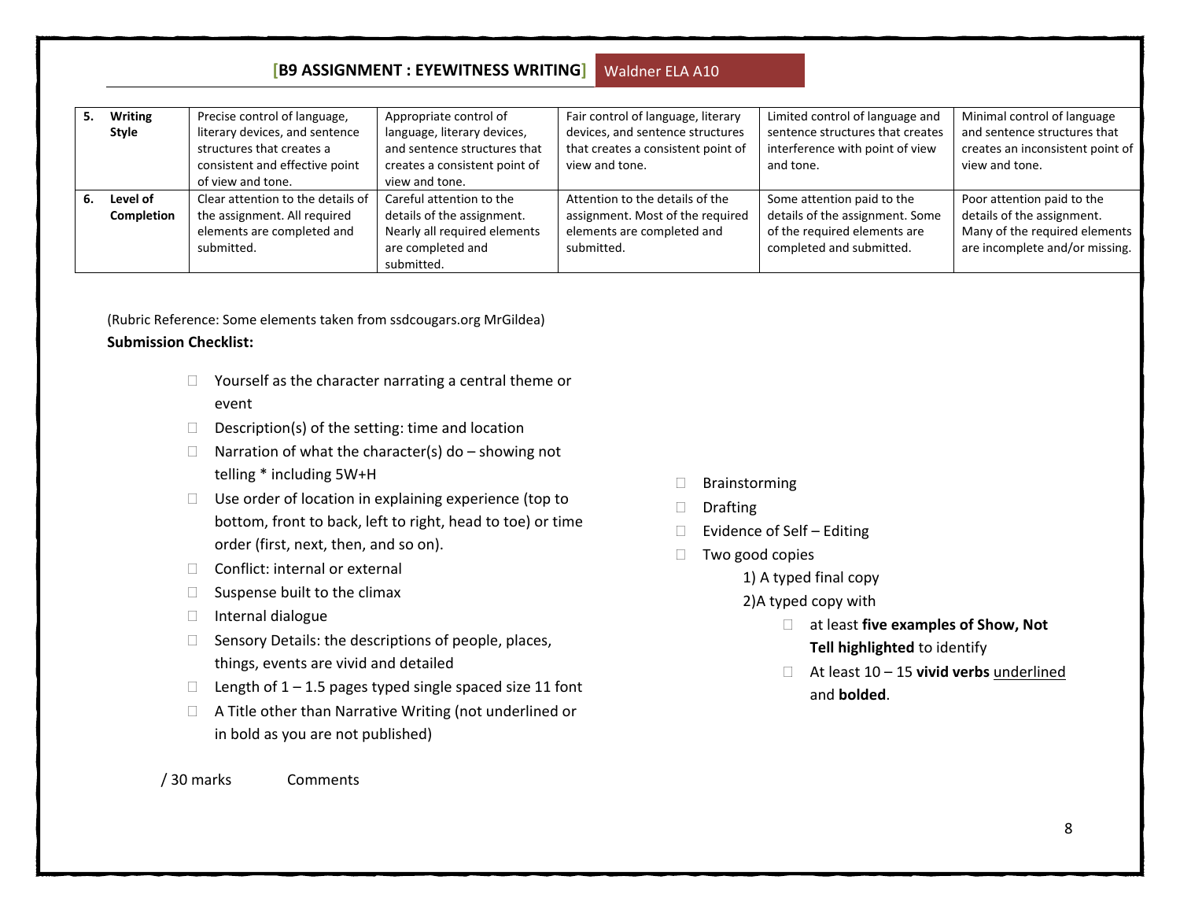| 5. | Writing Style | Precise control of language, literary devices, and sentence structures that creates a consistent and effective point of view and tone. | Appropriate control of language, literary devices, and sentence structures that creates a consistent point of view and tone. | Fair control of language, literary devices, and sentence structures that creates a consistent point of view and tone. | Limited control of language and sentence structures that creates interference with point of view and tone. | Minimal control of language and sentence structures that creates an inconsistent point of view and tone. |
|---|---|---|---|---|---|---|
| 6. | Level of Completion | Clear attention to the details of the assignment. All required elements are completed and submitted. | Careful attention to the details of the assignment. Nearly all required elements are completed and submitted. | Attention to the details of the assignment. Most of the required elements are completed and submitted. | Some attention paid to the details of the assignment. Some of the required elements are completed and submitted. | Poor attention paid to the details of the assignment. Many of the required elements are incomplete and/or missing. |

(Rubric Reference: Some elements taken from ssdcougars.org MrGildea)

**Submission Checklist:**

- ☐ Yourself as the character narrating a central theme or event
- ☐ Description(s) of the setting: time and location
- ☐ Narration of what the character(s) do – showing not telling * including 5W+H
- ☐ Use order of location in explaining experience (top to bottom, front to back, left to right, head to toe) or time order (first, next, then, and so on).
- ☐ Conflict: internal or external
- ☐ Suspense built to the climax
- ☐ Internal dialogue
- ☐ Sensory Details: the descriptions of people, places, things, events are vivid and detailed
- ☐ Length of 1 – 1.5 pages typed single spaced size 11 font
- ☐ A Title other than Narrative Writing (not underlined or in bold as you are not published)

- ☐ Brainstorming
- ☐ Drafting
- ☐ Evidence of Self – Editing
- ☐ Two good copies
  1) A typed final copy
  2) A typed copy with
     - ☐ at least **five examples of Show, Not Tell highlighted** to identify
     - ☐ At least 10 – 15 **vivid verbs** underlined and **bolded**.

/ 30 marks Comments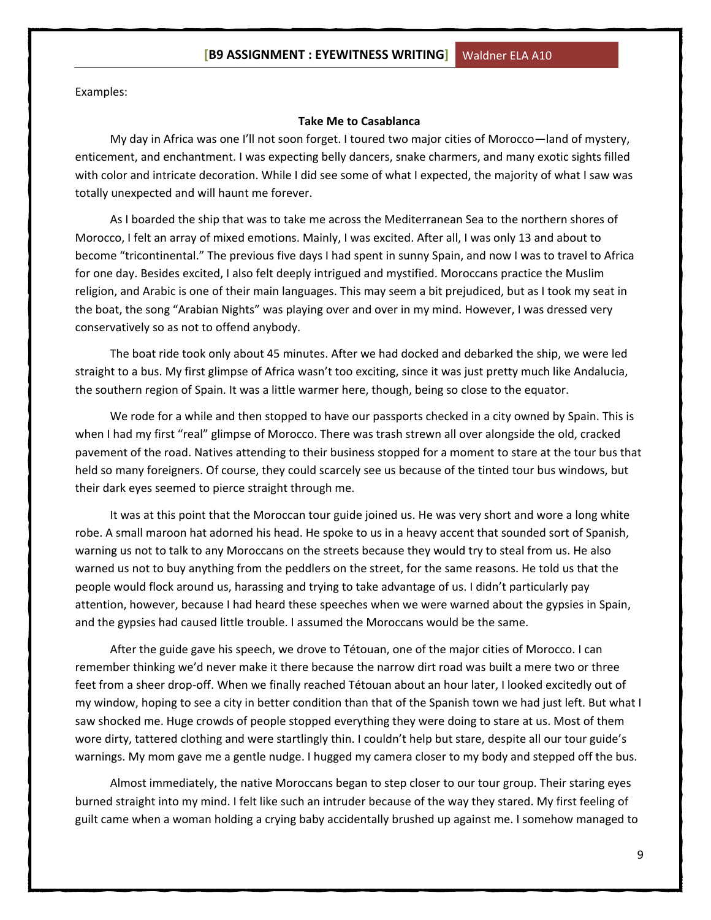Examples:

**Take Me to Casablanca**

My day in Africa was one I'll not soon forget. I toured two major cities of Morocco—land of mystery, enticement, and enchantment. I was expecting belly dancers, snake charmers, and many exotic sights filled with color and intricate decoration. While I did see some of what I expected, the majority of what I saw was totally unexpected and will haunt me forever.

As I boarded the ship that was to take me across the Mediterranean Sea to the northern shores of Morocco, I felt an array of mixed emotions. Mainly, I was excited. After all, I was only 13 and about to become "tricontinental." The previous five days I had spent in sunny Spain, and now I was to travel to Africa for one day. Besides excited, I also felt deeply intrigued and mystified. Moroccans practice the Muslim religion, and Arabic is one of their main languages. This may seem a bit prejudiced, but as I took my seat in the boat, the song "Arabian Nights" was playing over and over in my mind. However, I was dressed very conservatively so as not to offend anybody.

The boat ride took only about 45 minutes. After we had docked and debarked the ship, we were led straight to a bus. My first glimpse of Africa wasn't too exciting, since it was just pretty much like Andalucia, the southern region of Spain. It was a little warmer here, though, being so close to the equator.

We rode for a while and then stopped to have our passports checked in a city owned by Spain. This is when I had my first "real" glimpse of Morocco. There was trash strewn all over alongside the old, cracked pavement of the road. Natives attending to their business stopped for a moment to stare at the tour bus that held so many foreigners. Of course, they could scarcely see us because of the tinted tour bus windows, but their dark eyes seemed to pierce straight through me.

It was at this point that the Moroccan tour guide joined us. He was very short and wore a long white robe. A small maroon hat adorned his head. He spoke to us in a heavy accent that sounded sort of Spanish, warning us not to talk to any Moroccans on the streets because they would try to steal from us. He also warned us not to buy anything from the peddlers on the street, for the same reasons. He told us that the people would flock around us, harassing and trying to take advantage of us. I didn't particularly pay attention, however, because I had heard these speeches when we were warned about the gypsies in Spain, and the gypsies had caused little trouble. I assumed the Moroccans would be the same.

After the guide gave his speech, we drove to Tétouan, one of the major cities of Morocco. I can remember thinking we'd never make it there because the narrow dirt road was built a mere two or three feet from a sheer drop-off. When we finally reached Tétouan about an hour later, I looked excitedly out of my window, hoping to see a city in better condition than that of the Spanish town we had just left. But what I saw shocked me. Huge crowds of people stopped everything they were doing to stare at us. Most of them wore dirty, tattered clothing and were startlingly thin. I couldn't help but stare, despite all our tour guide's warnings. My mom gave me a gentle nudge. I hugged my camera closer to my body and stepped off the bus.

Almost immediately, the native Moroccans began to step closer to our tour group. Their staring eyes burned straight into my mind. I felt like such an intruder because of the way they stared. My first feeling of guilt came when a woman holding a crying baby accidentally brushed up against me. I somehow managed to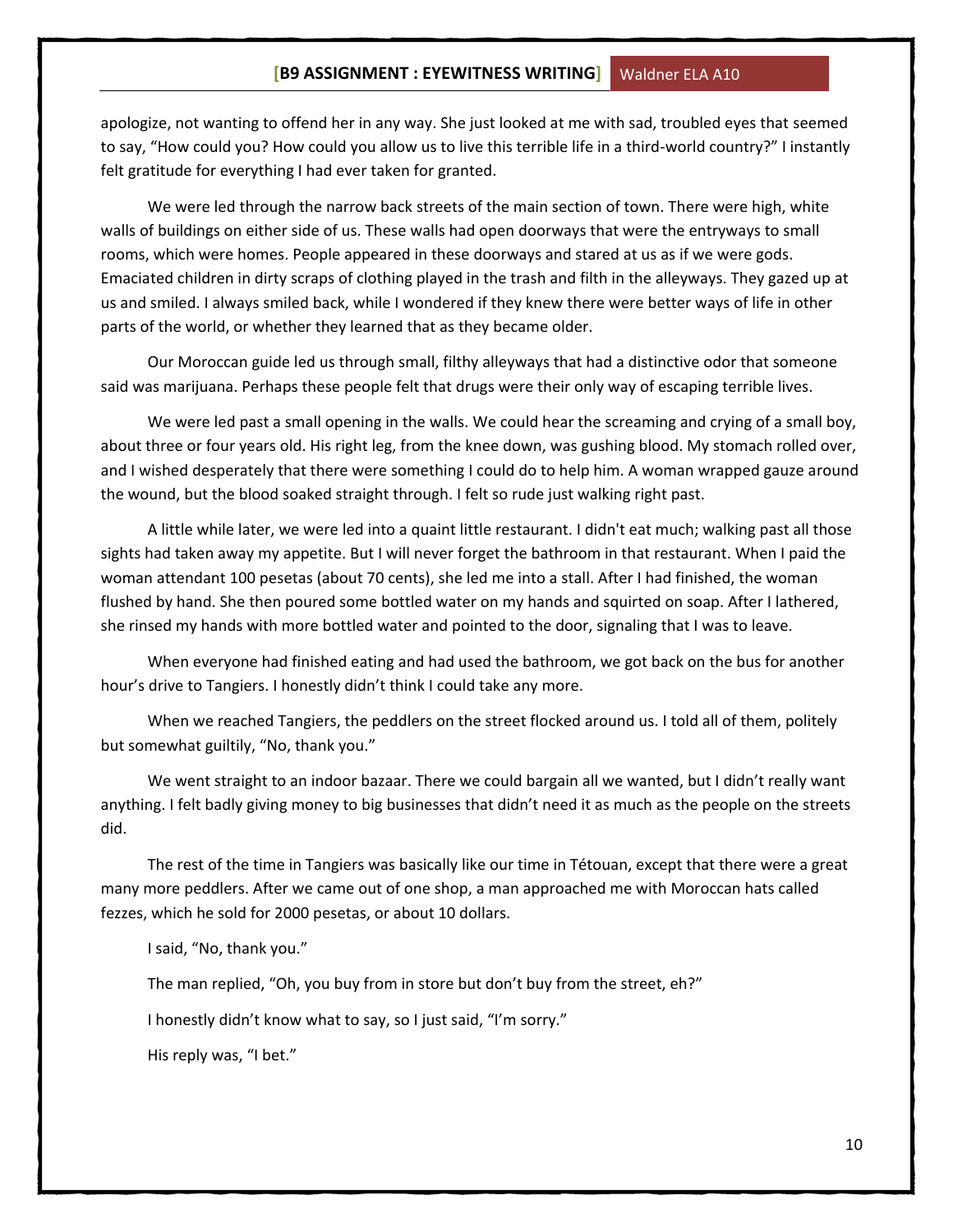apologize, not wanting to offend her in any way. She just looked at me with sad, troubled eyes that seemed to say, "How could you? How could you allow us to live this terrible life in a third-world country?" I instantly felt gratitude for everything I had ever taken for granted.

We were led through the narrow back streets of the main section of town. There were high, white walls of buildings on either side of us. These walls had open doorways that were the entryways to small rooms, which were homes. People appeared in these doorways and stared at us as if we were gods. Emaciated children in dirty scraps of clothing played in the trash and filth in the alleyways. They gazed up at us and smiled. I always smiled back, while I wondered if they knew there were better ways of life in other parts of the world, or whether they learned that as they became older.

Our Moroccan guide led us through small, filthy alleyways that had a distinctive odor that someone said was marijuana. Perhaps these people felt that drugs were their only way of escaping terrible lives.

We were led past a small opening in the walls. We could hear the screaming and crying of a small boy, about three or four years old. His right leg, from the knee down, was gushing blood. My stomach rolled over, and I wished desperately that there were something I could do to help him. A woman wrapped gauze around the wound, but the blood soaked straight through. I felt so rude just walking right past.

A little while later, we were led into a quaint little restaurant. I didn't eat much; walking past all those sights had taken away my appetite. But I will never forget the bathroom in that restaurant. When I paid the woman attendant 100 pesetas (about 70 cents), she led me into a stall. After I had finished, the woman flushed by hand. She then poured some bottled water on my hands and squirted on soap. After I lathered, she rinsed my hands with more bottled water and pointed to the door, signaling that I was to leave.

When everyone had finished eating and had used the bathroom, we got back on the bus for another hour's drive to Tangiers. I honestly didn't think I could take any more.

When we reached Tangiers, the peddlers on the street flocked around us. I told all of them, politely but somewhat guiltily, "No, thank you."

We went straight to an indoor bazaar. There we could bargain all we wanted, but I didn't really want anything. I felt badly giving money to big businesses that didn't need it as much as the people on the streets did.

The rest of the time in Tangiers was basically like our time in Tétouan, except that there were a great many more peddlers. After we came out of one shop, a man approached me with Moroccan hats called fezzes, which he sold for 2000 pesetas, or about 10 dollars.

I said, "No, thank you."

The man replied, "Oh, you buy from in store but don't buy from the street, eh?"

I honestly didn't know what to say, so I just said, "I'm sorry."

His reply was, "I bet."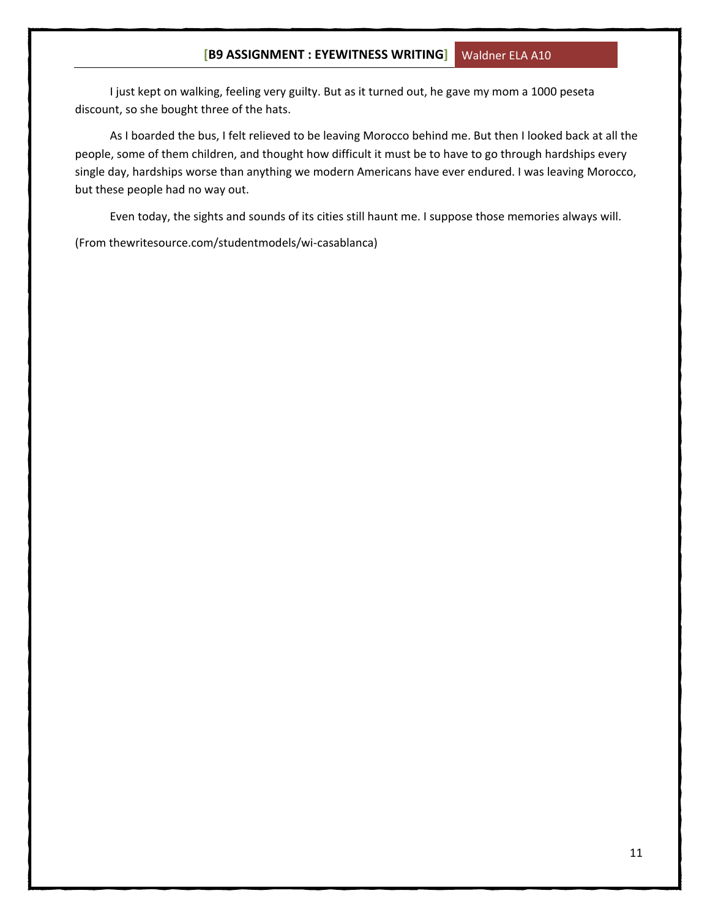I just kept on walking, feeling very guilty. But as it turned out, he gave my mom a 1000 peseta discount, so she bought three of the hats.

As I boarded the bus, I felt relieved to be leaving Morocco behind me. But then I looked back at all the people, some of them children, and thought how difficult it must be to have to go through hardships every single day, hardships worse than anything we modern Americans have ever endured. I was leaving Morocco, but these people had no way out.

Even today, the sights and sounds of its cities still haunt me. I suppose those memories always will.

(From thewritesource.com/studentmodels/wi-casablanca)